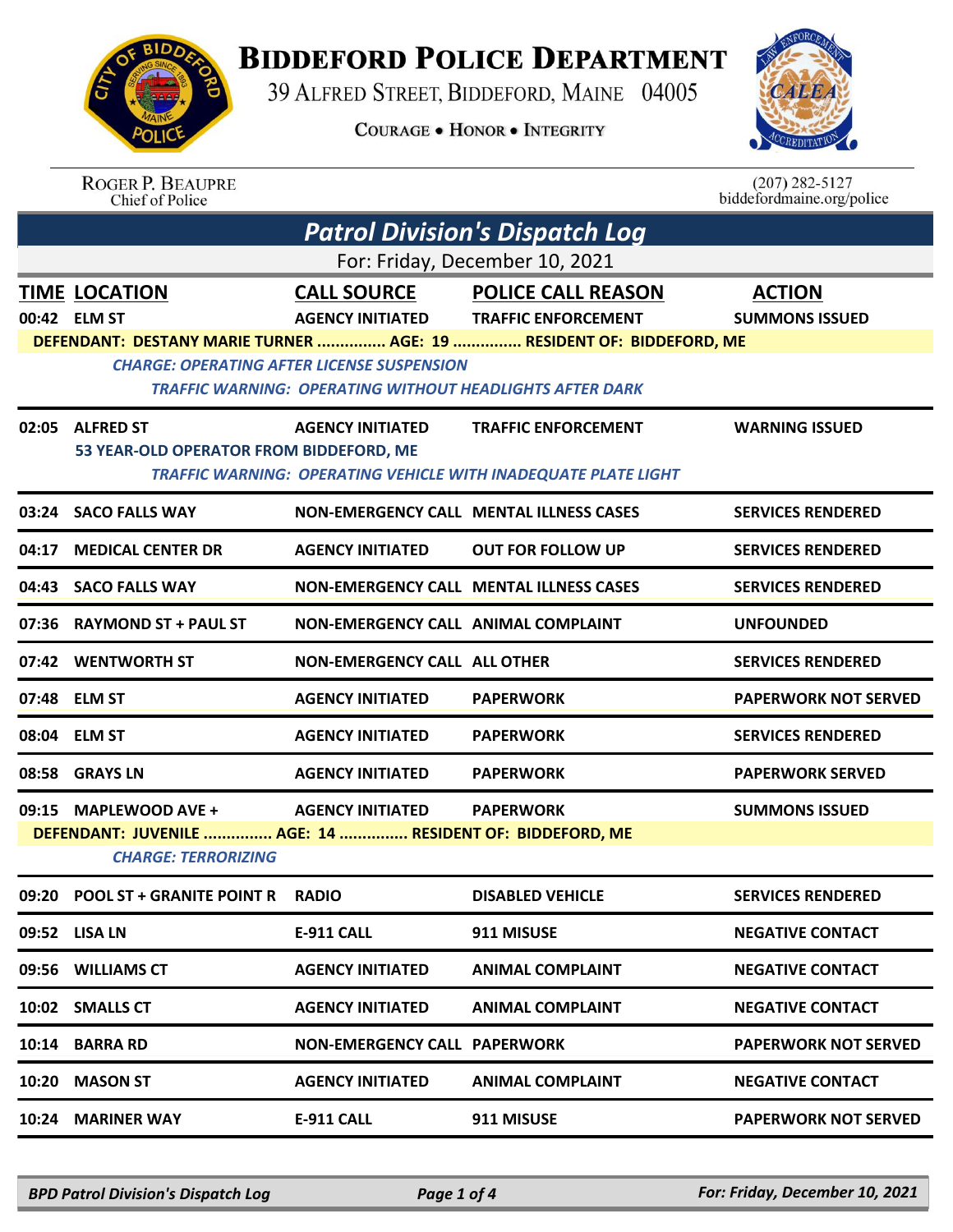# Biddeford Police Department

39 Alfred Street, Biddeford, Maine 04005

Courage • Honor • Integrity

Roger P. Beaupre
Chief of Police

(207) 282-5127
biddefordmaine.org/police

## Patrol Division's Dispatch Log

For: Friday, December 10, 2021

| TIME | LOCATION | CALL SOURCE | POLICE CALL REASON | ACTION |
|---|---|---|---|---|
| 00:42 | ELM ST | AGENCY INITIATED | TRAFFIC ENFORCEMENT | SUMMONS ISSUED |
| | DEFENDANT: DESTANY MARIE TURNER ............... AGE: 19 ............... RESIDENT OF: BIDDEFORD, ME | | | |
| | *CHARGE: OPERATING AFTER LICENSE SUSPENSION* | | | |
| | *TRAFFIC WARNING: OPERATING WITHOUT HEADLIGHTS AFTER DARK* | | | |
| 02:05 | ALFRED ST | AGENCY INITIATED | TRAFFIC ENFORCEMENT | WARNING ISSUED |
| | 53 YEAR-OLD OPERATOR FROM BIDDEFORD, ME | | | |
| | *TRAFFIC WARNING: OPERATING VEHICLE WITH INADEQUATE PLATE LIGHT* | | | |
| 03:24 | SACO FALLS WAY | NON-EMERGENCY CALL | MENTAL ILLNESS CASES | SERVICES RENDERED |
| 04:17 | MEDICAL CENTER DR | AGENCY INITIATED | OUT FOR FOLLOW UP | SERVICES RENDERED |
| 04:43 | SACO FALLS WAY | NON-EMERGENCY CALL | MENTAL ILLNESS CASES | SERVICES RENDERED |
| 07:36 | RAYMOND ST + PAUL ST | NON-EMERGENCY CALL | ANIMAL COMPLAINT | UNFOUNDED |
| 07:42 | WENTWORTH ST | NON-EMERGENCY CALL | ALL OTHER | SERVICES RENDERED |
| 07:48 | ELM ST | AGENCY INITIATED | PAPERWORK | PAPERWORK NOT SERVED |
| 08:04 | ELM ST | AGENCY INITIATED | PAPERWORK | SERVICES RENDERED |
| 08:58 | GRAYS LN | AGENCY INITIATED | PAPERWORK | PAPERWORK SERVED |
| 09:15 | MAPLEWOOD AVE + | AGENCY INITIATED | PAPERWORK | SUMMONS ISSUED |
| | DEFENDANT: JUVENILE ............... AGE: 14 ............... RESIDENT OF: BIDDEFORD, ME | | | |
| | *CHARGE: TERRORIZING* | | | |
| 09:20 | POOL ST + GRANITE POINT R | RADIO | DISABLED VEHICLE | SERVICES RENDERED |
| 09:52 | LISA LN | E-911 CALL | 911 MISUSE | NEGATIVE CONTACT |
| 09:56 | WILLIAMS CT | AGENCY INITIATED | ANIMAL COMPLAINT | NEGATIVE CONTACT |
| 10:02 | SMALLS CT | AGENCY INITIATED | ANIMAL COMPLAINT | NEGATIVE CONTACT |
| 10:14 | BARRA RD | NON-EMERGENCY CALL | PAPERWORK | PAPERWORK NOT SERVED |
| 10:20 | MASON ST | AGENCY INITIATED | ANIMAL COMPLAINT | NEGATIVE CONTACT |
| 10:24 | MARINER WAY | E-911 CALL | 911 MISUSE | PAPERWORK NOT SERVED |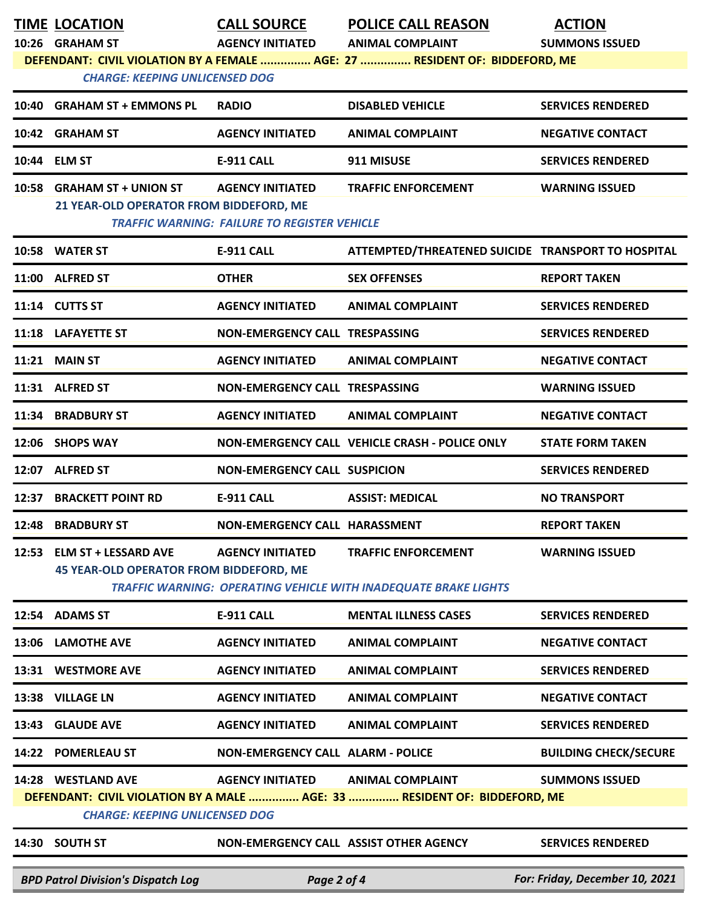| TIME | LOCATION | CALL SOURCE | POLICE CALL REASON | ACTION |
|---|---|---|---|---|
| 10:26 | GRAHAM ST | AGENCY INITIATED | ANIMAL COMPLAINT | SUMMONS ISSUED |
| | DEFENDANT: CIVIL VIOLATION BY A FEMALE ............... AGE: 27 ............... RESIDENT OF: BIDDEFORD, ME | | | |
| | *CHARGE: KEEPING UNLICENSED DOG* | | | |
| 10:40 | GRAHAM ST + EMMONS PL | RADIO | DISABLED VEHICLE | SERVICES RENDERED |
| 10:42 | GRAHAM ST | AGENCY INITIATED | ANIMAL COMPLAINT | NEGATIVE CONTACT |
| 10:44 | ELM ST | E-911 CALL | 911 MISUSE | SERVICES RENDERED |
| 10:58 | GRAHAM ST + UNION ST | AGENCY INITIATED | TRAFFIC ENFORCEMENT | WARNING ISSUED |
| | 21 YEAR-OLD OPERATOR FROM BIDDEFORD, ME | | | |
| | *TRAFFIC WARNING: FAILURE TO REGISTER VEHICLE* | | | |
| 10:58 | WATER ST | E-911 CALL | ATTEMPTED/THREATENED SUICIDE | TRANSPORT TO HOSPITAL |
| 11:00 | ALFRED ST | OTHER | SEX OFFENSES | REPORT TAKEN |
| 11:14 | CUTTS ST | AGENCY INITIATED | ANIMAL COMPLAINT | SERVICES RENDERED |
| 11:18 | LAFAYETTE ST | NON-EMERGENCY CALL | TRESPASSING | SERVICES RENDERED |
| 11:21 | MAIN ST | AGENCY INITIATED | ANIMAL COMPLAINT | NEGATIVE CONTACT |
| 11:31 | ALFRED ST | NON-EMERGENCY CALL | TRESPASSING | WARNING ISSUED |
| 11:34 | BRADBURY ST | AGENCY INITIATED | ANIMAL COMPLAINT | NEGATIVE CONTACT |
| 12:06 | SHOPS WAY | NON-EMERGENCY CALL | VEHICLE CRASH - POLICE ONLY | STATE FORM TAKEN |
| 12:07 | ALFRED ST | NON-EMERGENCY CALL | SUSPICION | SERVICES RENDERED |
| 12:37 | BRACKETT POINT RD | E-911 CALL | ASSIST: MEDICAL | NO TRANSPORT |
| 12:48 | BRADBURY ST | NON-EMERGENCY CALL | HARASSMENT | REPORT TAKEN |
| 12:53 | ELM ST + LESSARD AVE | AGENCY INITIATED | TRAFFIC ENFORCEMENT | WARNING ISSUED |
| | 45 YEAR-OLD OPERATOR FROM BIDDEFORD, ME | | | |
| | *TRAFFIC WARNING: OPERATING VEHICLE WITH INADEQUATE BRAKE LIGHTS* | | | |
| 12:54 | ADAMS ST | E-911 CALL | MENTAL ILLNESS CASES | SERVICES RENDERED |
| 13:06 | LAMOTHE AVE | AGENCY INITIATED | ANIMAL COMPLAINT | NEGATIVE CONTACT |
| 13:31 | WESTMORE AVE | AGENCY INITIATED | ANIMAL COMPLAINT | SERVICES RENDERED |
| 13:38 | VILLAGE LN | AGENCY INITIATED | ANIMAL COMPLAINT | NEGATIVE CONTACT |
| 13:43 | GLAUDE AVE | AGENCY INITIATED | ANIMAL COMPLAINT | SERVICES RENDERED |
| 14:22 | POMERLEAU ST | NON-EMERGENCY CALL | ALARM - POLICE | BUILDING CHECK/SECURE |
| 14:28 | WESTLAND AVE | AGENCY INITIATED | ANIMAL COMPLAINT | SUMMONS ISSUED |
| | DEFENDANT: CIVIL VIOLATION BY A MALE ............... AGE: 33 ............... RESIDENT OF: BIDDEFORD, ME | | | |
| | *CHARGE: KEEPING UNLICENSED DOG* | | | |
| 14:30 | SOUTH ST | NON-EMERGENCY CALL | ASSIST OTHER AGENCY | SERVICES RENDERED |

*BPD Patrol Division's Dispatch Log* — *For: Friday, December 10, 2021*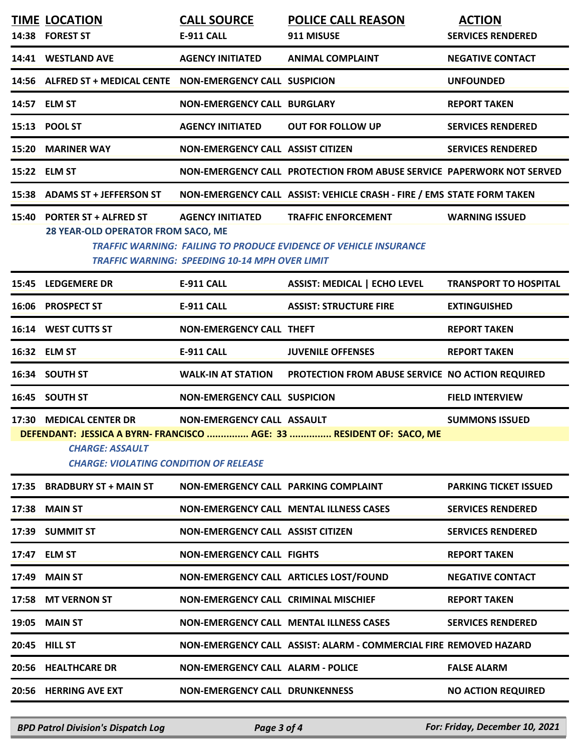| TIME | LOCATION | CALL SOURCE | POLICE CALL REASON | ACTION |
|---|---|---|---|---|
| 14:38 | FOREST ST | E-911 CALL | 911 MISUSE | SERVICES RENDERED |
| 14:41 | WESTLAND AVE | AGENCY INITIATED | ANIMAL COMPLAINT | NEGATIVE CONTACT |
| 14:56 | ALFRED ST + MEDICAL CENTE | NON-EMERGENCY CALL | SUSPICION | UNFOUNDED |
| 14:57 | ELM ST | NON-EMERGENCY CALL | BURGLARY | REPORT TAKEN |
| 15:13 | POOL ST | AGENCY INITIATED | OUT FOR FOLLOW UP | SERVICES RENDERED |
| 15:20 | MARINER WAY | NON-EMERGENCY CALL | ASSIST CITIZEN | SERVICES RENDERED |
| 15:22 | ELM ST | NON-EMERGENCY CALL | PROTECTION FROM ABUSE SERVICE | PAPERWORK NOT SERVED |
| 15:38 | ADAMS ST + JEFFERSON ST | NON-EMERGENCY CALL | ASSIST: VEHICLE CRASH - FIRE / EMS | STATE FORM TAKEN |
| 15:40 | PORTER ST + ALFRED ST | AGENCY INITIATED | TRAFFIC ENFORCEMENT | WARNING ISSUED |

**28 YEAR-OLD OPERATOR FROM SACO, ME**

*TRAFFIC WARNING: FAILING TO PRODUCE EVIDENCE OF VEHICLE INSURANCE*

*TRAFFIC WARNING: SPEEDING 10-14 MPH OVER LIMIT*

| TIME | LOCATION | CALL SOURCE | POLICE CALL REASON | ACTION |
|---|---|---|---|---|
| 15:45 | LEDGEMERE DR | E-911 CALL | ASSIST: MEDICAL \| ECHO LEVEL | TRANSPORT TO HOSPITAL |
| 16:06 | PROSPECT ST | E-911 CALL | ASSIST: STRUCTURE FIRE | EXTINGUISHED |
| 16:14 | WEST CUTTS ST | NON-EMERGENCY CALL | THEFT | REPORT TAKEN |
| 16:32 | ELM ST | E-911 CALL | JUVENILE OFFENSES | REPORT TAKEN |
| 16:34 | SOUTH ST | WALK-IN AT STATION | PROTECTION FROM ABUSE SERVICE | NO ACTION REQUIRED |
| 16:45 | SOUTH ST | NON-EMERGENCY CALL | SUSPICION | FIELD INTERVIEW |
| 17:30 | MEDICAL CENTER DR | NON-EMERGENCY CALL | ASSAULT | SUMMONS ISSUED |

**DEFENDANT: JESSICA A BYRN- FRANCISCO ............... AGE: 33 ............... RESIDENT OF: SACO, ME**

*CHARGE: ASSAULT*

*CHARGE: VIOLATING CONDITION OF RELEASE*

| TIME | LOCATION | CALL SOURCE | POLICE CALL REASON | ACTION |
|---|---|---|---|---|
| 17:35 | BRADBURY ST + MAIN ST | NON-EMERGENCY CALL | PARKING COMPLAINT | PARKING TICKET ISSUED |
| 17:38 | MAIN ST | NON-EMERGENCY CALL | MENTAL ILLNESS CASES | SERVICES RENDERED |
| 17:39 | SUMMIT ST | NON-EMERGENCY CALL | ASSIST CITIZEN | SERVICES RENDERED |
| 17:47 | ELM ST | NON-EMERGENCY CALL | FIGHTS | REPORT TAKEN |
| 17:49 | MAIN ST | NON-EMERGENCY CALL | ARTICLES LOST/FOUND | NEGATIVE CONTACT |
| 17:58 | MT VERNON ST | NON-EMERGENCY CALL | CRIMINAL MISCHIEF | REPORT TAKEN |
| 19:05 | MAIN ST | NON-EMERGENCY CALL | MENTAL ILLNESS CASES | SERVICES RENDERED |
| 20:45 | HILL ST | NON-EMERGENCY CALL | ASSIST: ALARM - COMMERCIAL FIRE | REMOVED HAZARD |
| 20:56 | HEALTHCARE DR | NON-EMERGENCY CALL | ALARM - POLICE | FALSE ALARM |
| 20:56 | HERRING AVE EXT | NON-EMERGENCY CALL | DRUNKENNESS | NO ACTION REQUIRED |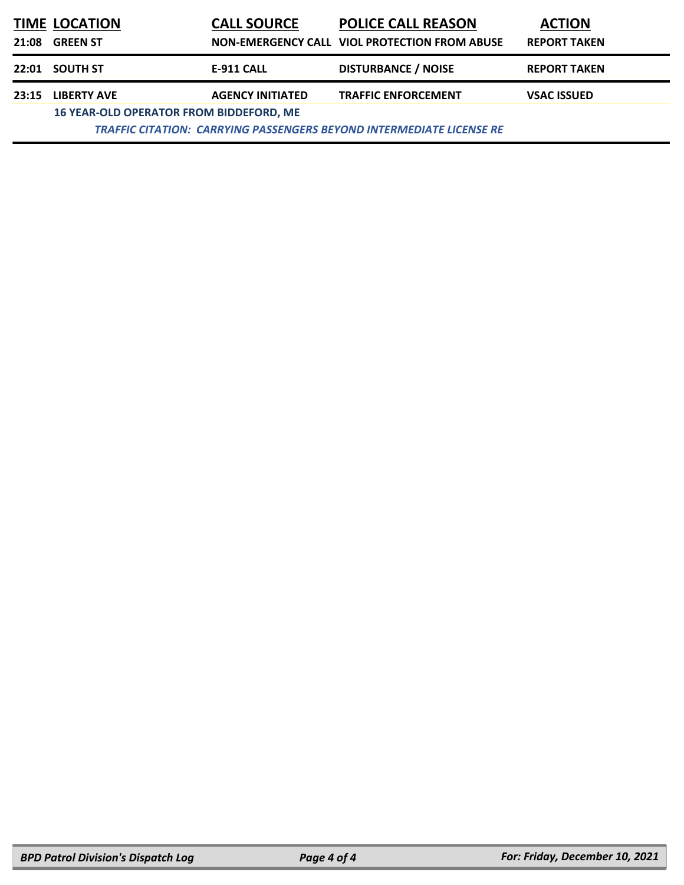| TIME | LOCATION | CALL SOURCE | POLICE CALL REASON | ACTION |
|---|---|---|---|---|
| 21:08 | GREEN ST | NON-EMERGENCY CALL | VIOL PROTECTION FROM ABUSE | REPORT TAKEN |
| 22:01 | SOUTH ST | E-911 CALL | DISTURBANCE / NOISE | REPORT TAKEN |
| 23:15 | LIBERTY AVE | AGENCY INITIATED | TRAFFIC ENFORCEMENT | VSAC ISSUED |

**16 YEAR-OLD OPERATOR FROM BIDDEFORD, ME**

***TRAFFIC CITATION: CARRYING PASSENGERS BEYOND INTERMEDIATE LICENSE RE***

*BPD Patrol Division's Dispatch Log* | *For: Friday, December 10, 2021*